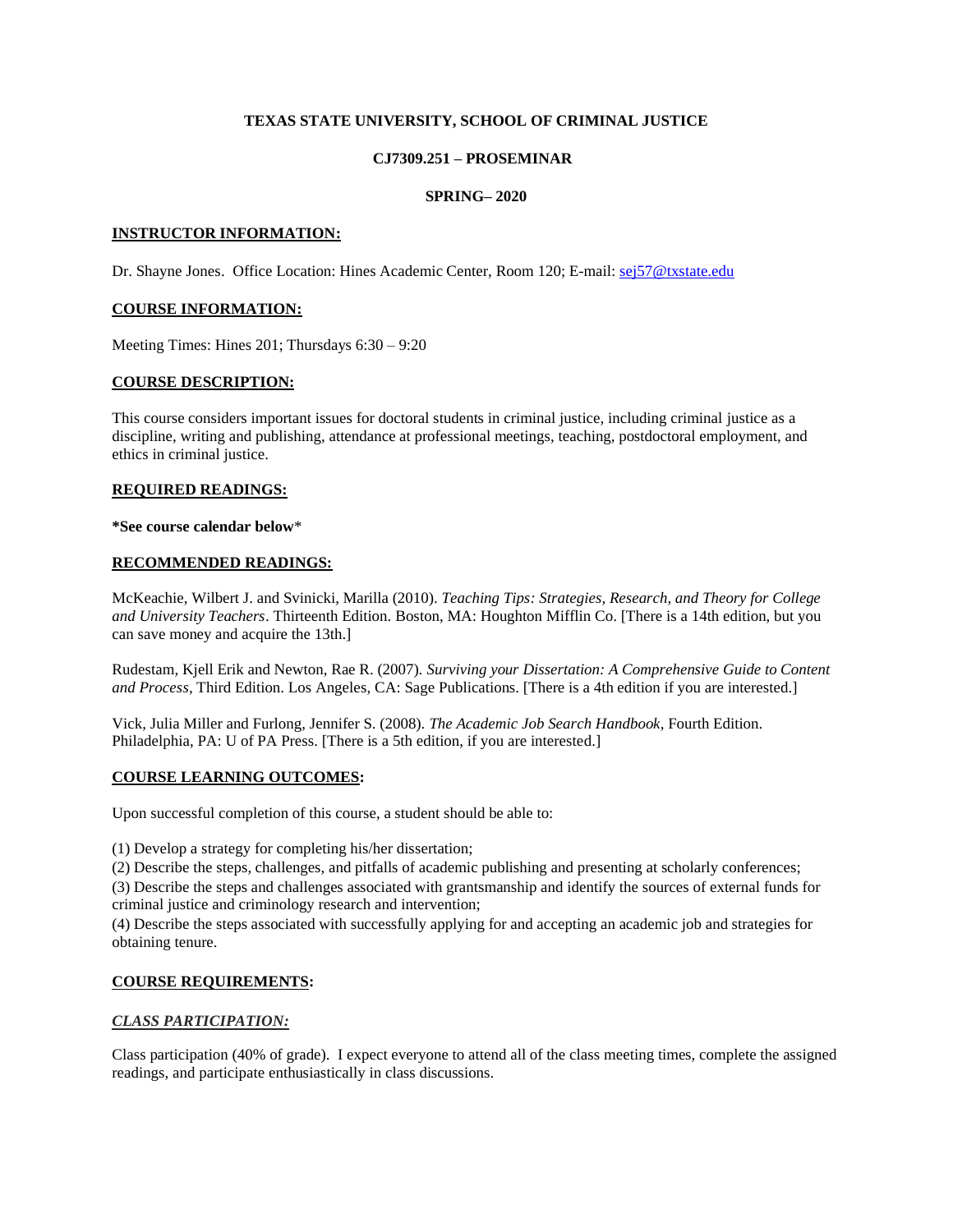**TEXAS STATE UNIVERSITY, SCHOOL OF CRIMINAL JUSTICE**

**CJ7309.251 – PROSEMINAR**

**SPRING– 2020**

## INSTRUCTOR INFORMATION:

Dr. Shayne Jones. Office Location: Hines Academic Center, Room 120; E-mail: sej57@txstate.edu

## COURSE INFORMATION:

Meeting Times: Hines 201; Thursdays 6:30 – 9:20

## COURSE DESCRIPTION:

This course considers important issues for doctoral students in criminal justice, including criminal justice as a discipline, writing and publishing, attendance at professional meetings, teaching, postdoctoral employment, and ethics in criminal justice.

## REQUIRED READINGS:

**\*See course calendar below**\*

## RECOMMENDED READINGS:

McKeachie, Wilbert J. and Svinicki, Marilla (2010). *Teaching Tips: Strategies, Research, and Theory for College and University Teachers*. Thirteenth Edition. Boston, MA: Houghton Mifflin Co. [There is a 14th edition, but you can save money and acquire the 13th.]

Rudestam, Kjell Erik and Newton, Rae R. (2007). *Surviving your Dissertation: A Comprehensive Guide to Content and Process,* Third Edition. Los Angeles, CA: Sage Publications. [There is a 4th edition if you are interested.]

Vick, Julia Miller and Furlong, Jennifer S. (2008). *The Academic Job Search Handbook*, Fourth Edition. Philadelphia, PA: U of PA Press. [There is a 5th edition, if you are interested.]

## COURSE LEARNING OUTCOMES:

Upon successful completion of this course, a student should be able to:

(1) Develop a strategy for completing his/her dissertation;
(2) Describe the steps, challenges, and pitfalls of academic publishing and presenting at scholarly conferences;
(3) Describe the steps and challenges associated with grantsmanship and identify the sources of external funds for criminal justice and criminology research and intervention;
(4) Describe the steps associated with successfully applying for and accepting an academic job and strategies for obtaining tenure.

## COURSE REQUIREMENTS:

### *CLASS PARTICIPATION:*

Class participation (40% of grade). I expect everyone to attend all of the class meeting times, complete the assigned readings, and participate enthusiastically in class discussions.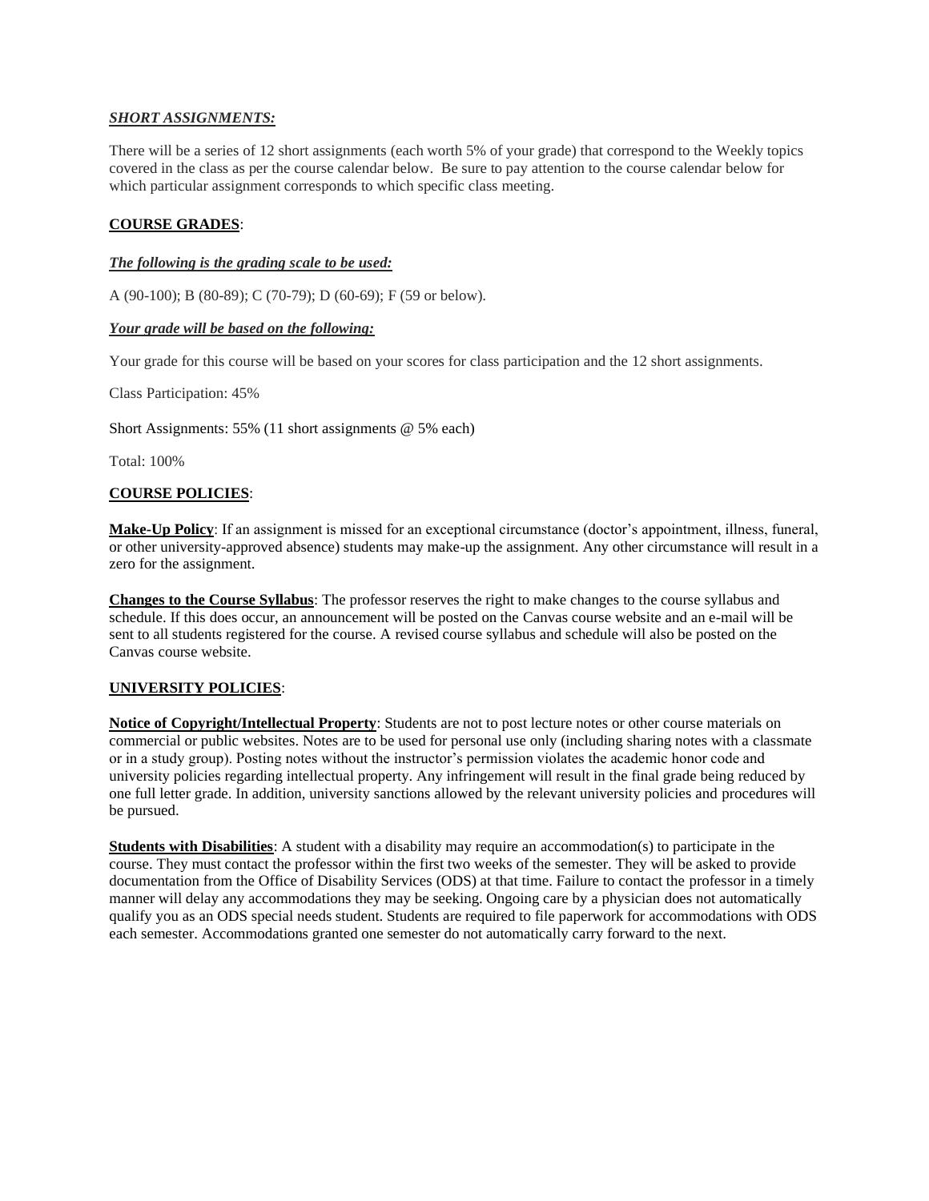***SHORT ASSIGNMENTS:***

There will be a series of 12 short assignments (each worth 5% of your grade) that correspond to the Weekly topics covered in the class as per the course calendar below. Be sure to pay attention to the course calendar below for which particular assignment corresponds to which specific class meeting.

**COURSE GRADES**:

***The following is the grading scale to be used:***

A (90-100); B (80-89); C (70-79); D (60-69); F (59 or below).

***Your grade will be based on the following:***

Your grade for this course will be based on your scores for class participation and the 12 short assignments.

Class Participation: 45%

Short Assignments: 55% (11 short assignments @ 5% each)

Total: 100%

**COURSE POLICIES**:

**Make-Up Policy**: If an assignment is missed for an exceptional circumstance (doctor's appointment, illness, funeral, or other university-approved absence) students may make-up the assignment. Any other circumstance will result in a zero for the assignment.

**Changes to the Course Syllabus**: The professor reserves the right to make changes to the course syllabus and schedule. If this does occur, an announcement will be posted on the Canvas course website and an e-mail will be sent to all students registered for the course. A revised course syllabus and schedule will also be posted on the Canvas course website.

**UNIVERSITY POLICIES**:

**Notice of Copyright/Intellectual Property**: Students are not to post lecture notes or other course materials on commercial or public websites. Notes are to be used for personal use only (including sharing notes with a classmate or in a study group). Posting notes without the instructor's permission violates the academic honor code and university policies regarding intellectual property. Any infringement will result in the final grade being reduced by one full letter grade. In addition, university sanctions allowed by the relevant university policies and procedures will be pursued.

**Students with Disabilities**: A student with a disability may require an accommodation(s) to participate in the course. They must contact the professor within the first two weeks of the semester. They will be asked to provide documentation from the Office of Disability Services (ODS) at that time. Failure to contact the professor in a timely manner will delay any accommodations they may be seeking. Ongoing care by a physician does not automatically qualify you as an ODS special needs student. Students are required to file paperwork for accommodations with ODS each semester. Accommodations granted one semester do not automatically carry forward to the next.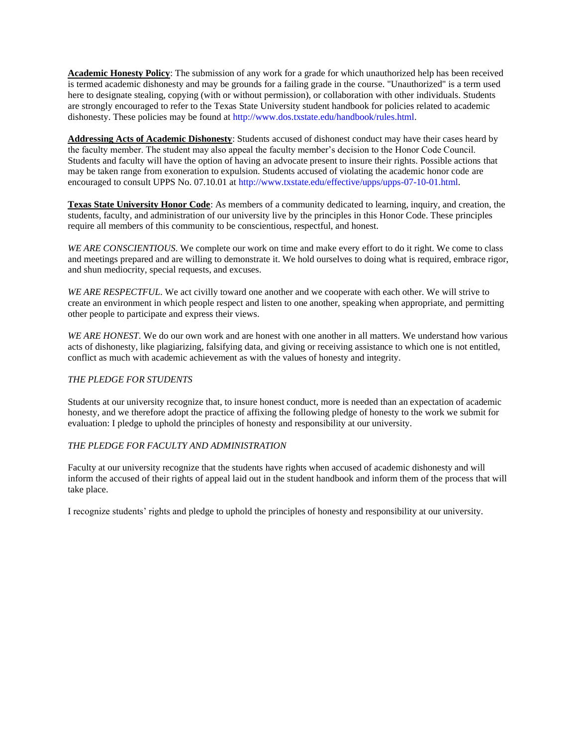**Academic Honesty Policy**: The submission of any work for a grade for which unauthorized help has been received is termed academic dishonesty and may be grounds for a failing grade in the course. "Unauthorized" is a term used here to designate stealing, copying (with or without permission), or collaboration with other individuals. Students are strongly encouraged to refer to the Texas State University student handbook for policies related to academic dishonesty. These policies may be found at http://www.dos.txstate.edu/handbook/rules.html.

**Addressing Acts of Academic Dishonesty**: Students accused of dishonest conduct may have their cases heard by the faculty member. The student may also appeal the faculty member's decision to the Honor Code Council. Students and faculty will have the option of having an advocate present to insure their rights. Possible actions that may be taken range from exoneration to expulsion. Students accused of violating the academic honor code are encouraged to consult UPPS No. 07.10.01 at http://www.txstate.edu/effective/upps/upps-07-10-01.html.

**Texas State University Honor Code**: As members of a community dedicated to learning, inquiry, and creation, the students, faculty, and administration of our university live by the principles in this Honor Code. These principles require all members of this community to be conscientious, respectful, and honest.

*WE ARE CONSCIENTIOUS.* We complete our work on time and make every effort to do it right. We come to class and meetings prepared and are willing to demonstrate it. We hold ourselves to doing what is required, embrace rigor, and shun mediocrity, special requests, and excuses.

*WE ARE RESPECTFUL.* We act civilly toward one another and we cooperate with each other. We will strive to create an environment in which people respect and listen to one another, speaking when appropriate, and permitting other people to participate and express their views.

*WE ARE HONEST.* We do our own work and are honest with one another in all matters. We understand how various acts of dishonesty, like plagiarizing, falsifying data, and giving or receiving assistance to which one is not entitled, conflict as much with academic achievement as with the values of honesty and integrity.

*THE PLEDGE FOR STUDENTS*

Students at our university recognize that, to insure honest conduct, more is needed than an expectation of academic honesty, and we therefore adopt the practice of affixing the following pledge of honesty to the work we submit for evaluation: I pledge to uphold the principles of honesty and responsibility at our university.

*THE PLEDGE FOR FACULTY AND ADMINISTRATION*

Faculty at our university recognize that the students have rights when accused of academic dishonesty and will inform the accused of their rights of appeal laid out in the student handbook and inform them of the process that will take place.

I recognize students' rights and pledge to uphold the principles of honesty and responsibility at our university.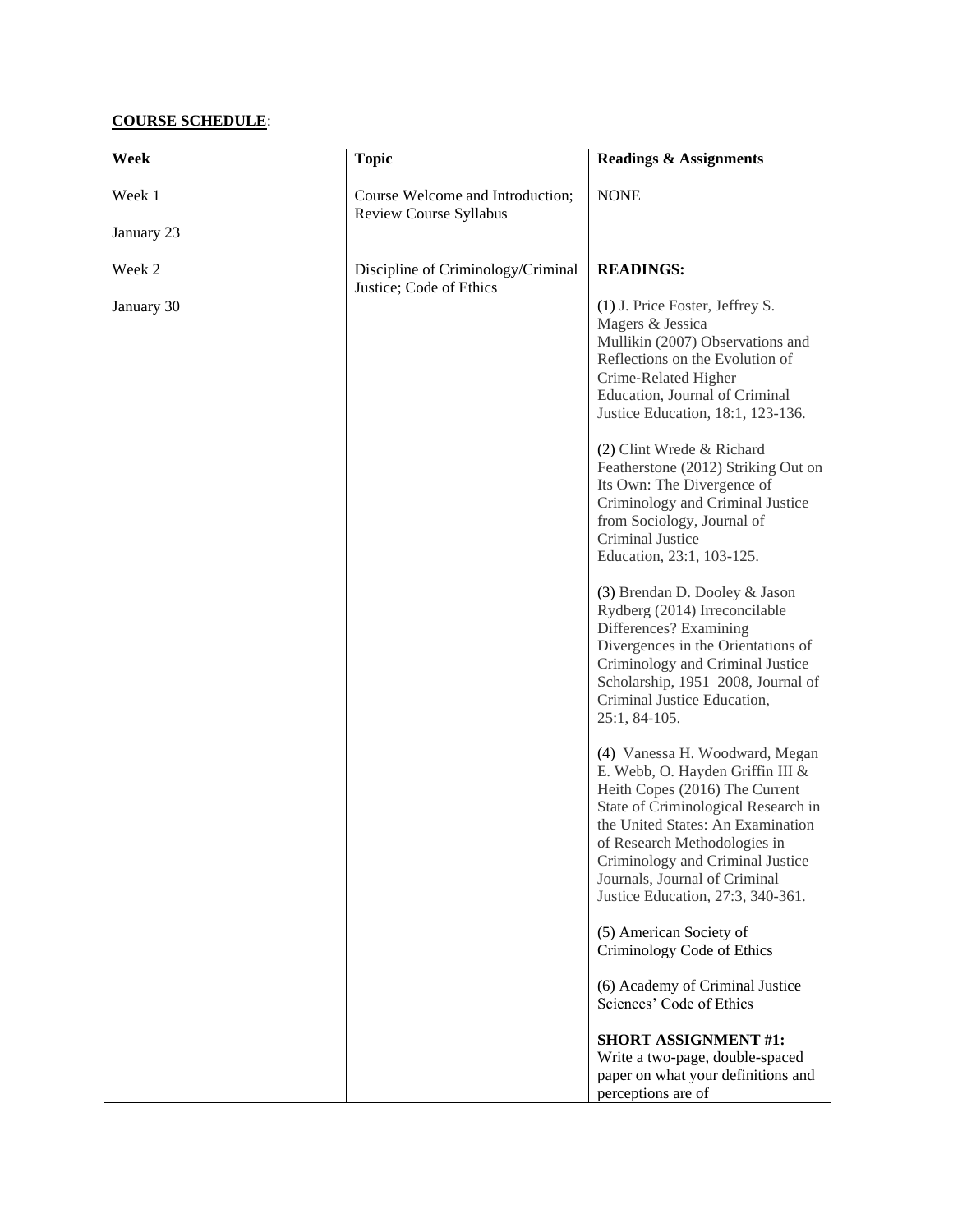**COURSE SCHEDULE**:

| Week | Topic | Readings & Assignments |
| --- | --- | --- |
| Week 1<br><br>January 23 | Course Welcome and Introduction; Review Course Syllabus | NONE |
| Week 2<br><br>January 30 | Discipline of Criminology/Criminal Justice; Code of Ethics | **READINGS:**<br><br>(1) J. Price Foster, Jeffrey S. Magers & Jessica Mullikin (2007) Observations and Reflections on the Evolution of Crime-Related Higher Education, Journal of Criminal Justice Education, 18:1, 123-136.<br><br>(2) Clint Wrede & Richard Featherstone (2012) Striking Out on Its Own: The Divergence of Criminology and Criminal Justice from Sociology, Journal of Criminal Justice Education, 23:1, 103-125.<br><br>(3) Brendan D. Dooley & Jason Rydberg (2014) Irreconcilable Differences? Examining Divergences in the Orientations of Criminology and Criminal Justice Scholarship, 1951–2008, Journal of Criminal Justice Education, 25:1, 84-105.<br><br>(4) Vanessa H. Woodward, Megan E. Webb, O. Hayden Griffin III & Heith Copes (2016) The Current State of Criminological Research in the United States: An Examination of Research Methodologies in Criminology and Criminal Justice Journals, Journal of Criminal Justice Education, 27:3, 340-361.<br><br>(5) American Society of Criminology Code of Ethics<br><br>(6) Academy of Criminal Justice Sciences' Code of Ethics<br><br>**SHORT ASSIGNMENT #1:** Write a two-page, double-spaced paper on what your definitions and perceptions are of |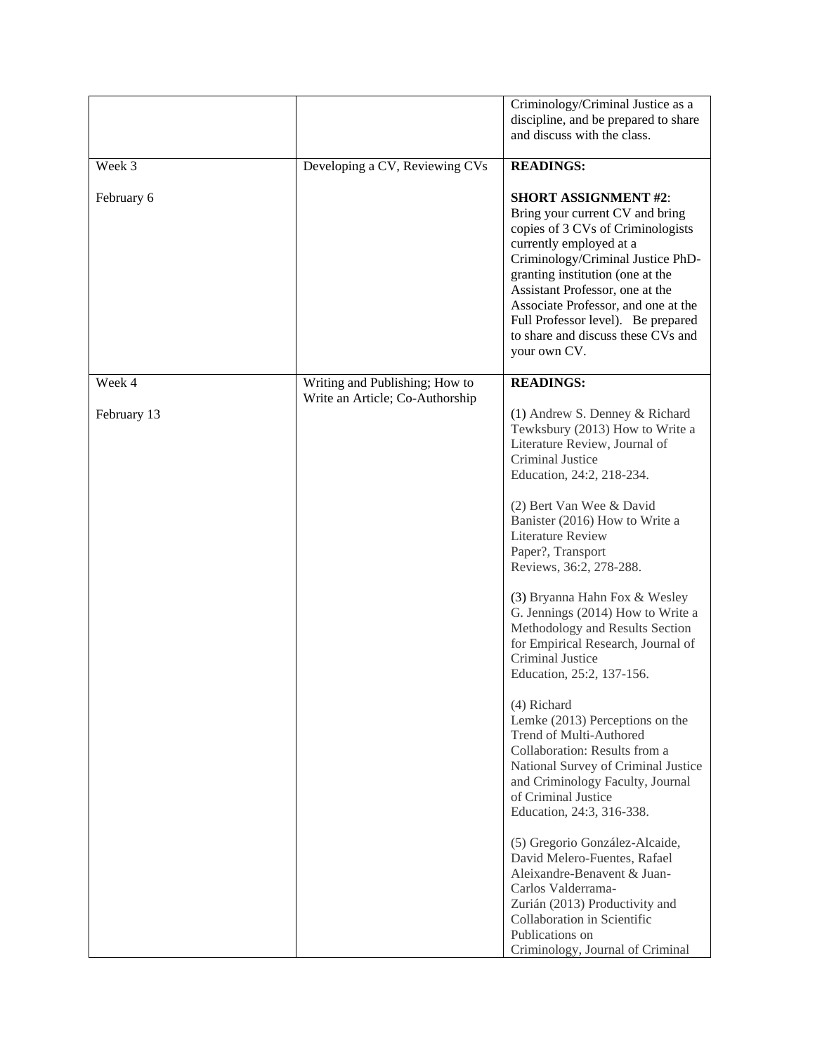| | | |
|---|---|---|
| | | Criminology/Criminal Justice as a discipline, and be prepared to share and discuss with the class. |
| Week 3<br><br>February 6 | Developing a CV, Reviewing CVs | **READINGS:**<br><br>**SHORT ASSIGNMENT #2**: Bring your current CV and bring copies of 3 CVs of Criminologists currently employed at a Criminology/Criminal Justice PhD-granting institution (one at the Assistant Professor, one at the Associate Professor, and one at the Full Professor level). Be prepared to share and discuss these CVs and your own CV. |
| Week 4<br><br>February 13 | Writing and Publishing; How to Write an Article; Co-Authorship | **READINGS:**<br><br>(1) Andrew S. Denney & Richard Tewksbury (2013) How to Write a Literature Review, Journal of Criminal Justice Education, 24:2, 218-234.<br><br>(2) Bert Van Wee & David Banister (2016) How to Write a Literature Review Paper?, Transport Reviews, 36:2, 278-288.<br><br>(3) Bryanna Hahn Fox & Wesley G. Jennings (2014) How to Write a Methodology and Results Section for Empirical Research, Journal of Criminal Justice Education, 25:2, 137-156.<br><br>(4) Richard Lemke (2013) Perceptions on the Trend of Multi-Authored Collaboration: Results from a National Survey of Criminal Justice and Criminology Faculty, Journal of Criminal Justice Education, 24:3, 316-338.<br><br>(5) Gregorio González-Alcaide, David Melero-Fuentes, Rafael Aleixandre-Benavent & Juan-Carlos Valderrama-Zurián (2013) Productivity and Collaboration in Scientific Publications on Criminology, Journal of Criminal |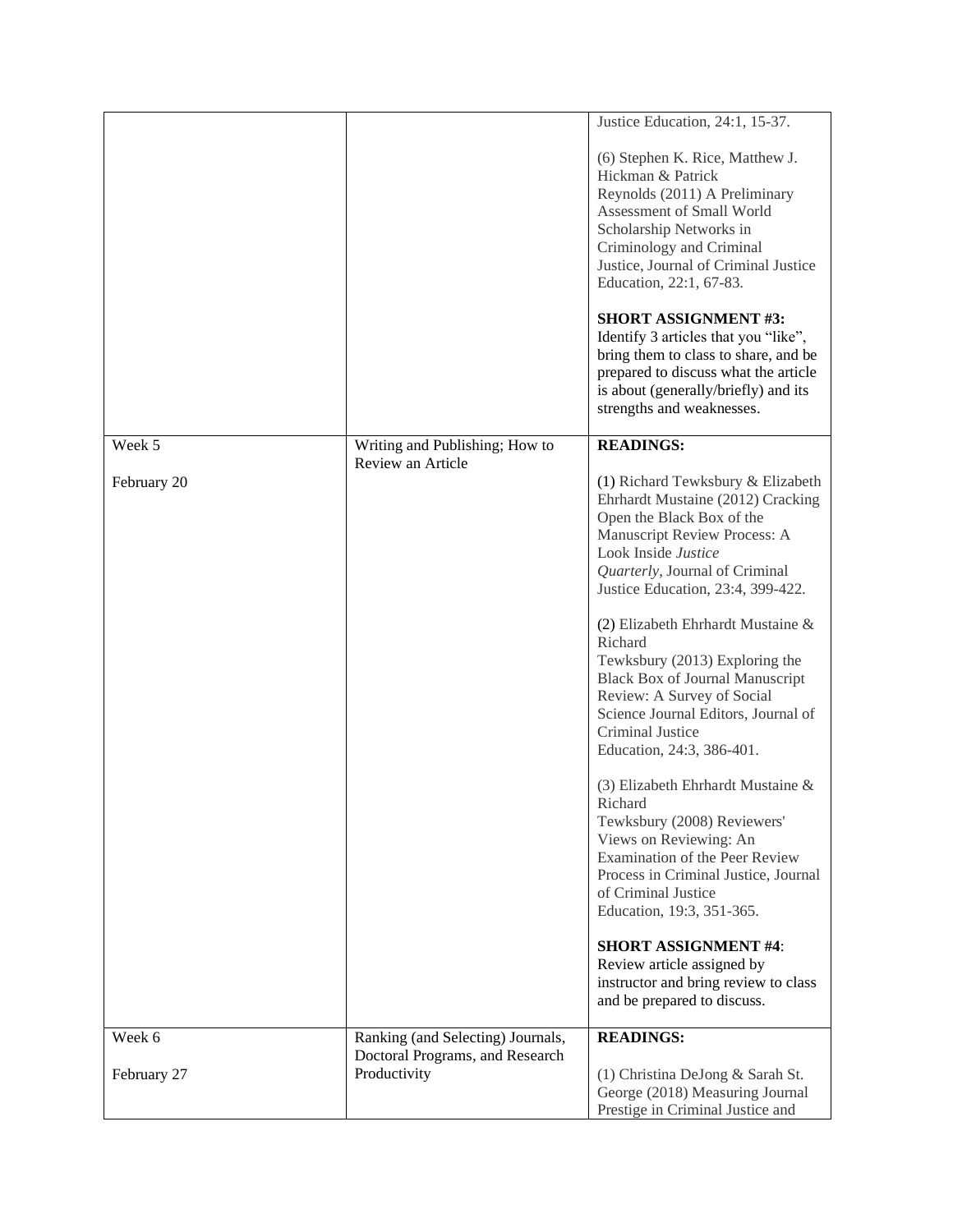| | | |
|---|---|---|
| | | Justice Education, 24:1, 15-37.<br><br>(6) Stephen K. Rice, Matthew J. Hickman & Patrick Reynolds (2011) A Preliminary Assessment of Small World Scholarship Networks in Criminology and Criminal Justice, Journal of Criminal Justice Education, 22:1, 67-83.<br><br>**SHORT ASSIGNMENT #3:** Identify 3 articles that you "like", bring them to class to share, and be prepared to discuss what the article is about (generally/briefly) and its strengths and weaknesses. |
| Week 5<br><br>February 20 | Writing and Publishing; How to Review an Article | **READINGS:**<br><br>(1) Richard Tewksbury & Elizabeth Ehrhardt Mustaine (2012) Cracking Open the Black Box of the Manuscript Review Process: A Look Inside *Justice Quarterly*, Journal of Criminal Justice Education, 23:4, 399-422.<br><br>(2) Elizabeth Ehrhardt Mustaine & Richard Tewksbury (2013) Exploring the Black Box of Journal Manuscript Review: A Survey of Social Science Journal Editors, Journal of Criminal Justice Education, 24:3, 386-401.<br><br>(3) Elizabeth Ehrhardt Mustaine & Richard Tewksbury (2008) Reviewers' Views on Reviewing: An Examination of the Peer Review Process in Criminal Justice, Journal of Criminal Justice Education, 19:3, 351-365.<br><br>**SHORT ASSIGNMENT #4**: Review article assigned by instructor and bring review to class and be prepared to discuss. |
| Week 6<br><br>February 27 | Ranking (and Selecting) Journals, Doctoral Programs, and Research Productivity | **READINGS:**<br><br>(1) Christina DeJong & Sarah St. George (2018) Measuring Journal Prestige in Criminal Justice and |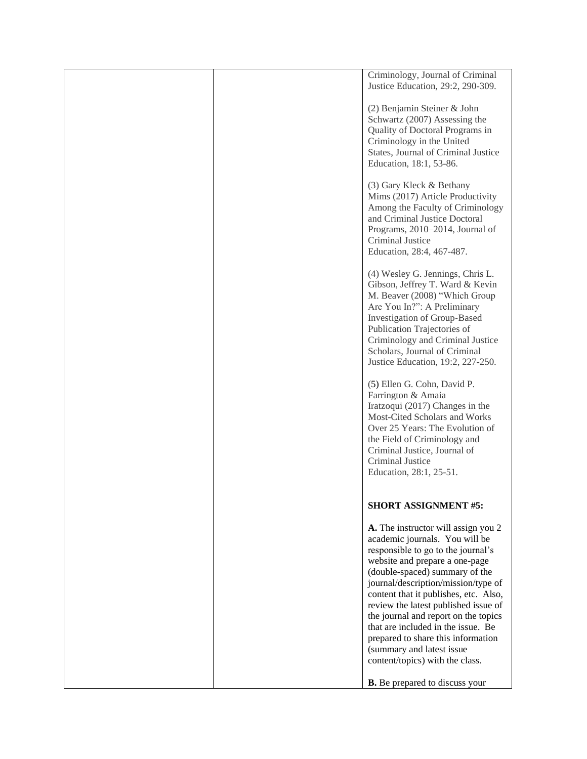| | | Criminology, Journal of Criminal Justice Education, 29:2, 290-309.<br><br>(2) Benjamin Steiner & John Schwartz (2007) Assessing the Quality of Doctoral Programs in Criminology in the United States, Journal of Criminal Justice Education, 18:1, 53-86.<br><br>(3) Gary Kleck & Bethany Mims (2017) Article Productivity Among the Faculty of Criminology and Criminal Justice Doctoral Programs, 2010–2014, Journal of Criminal Justice Education, 28:4, 467-487.<br><br>(4) Wesley G. Jennings, Chris L. Gibson, Jeffrey T. Ward & Kevin M. Beaver (2008) "Which Group Are You In?": A Preliminary Investigation of Group-Based Publication Trajectories of Criminology and Criminal Justice Scholars, Journal of Criminal Justice Education, 19:2, 227-250.<br><br>(5) Ellen G. Cohn, David P. Farrington & Amaia Iratzoqui (2017) Changes in the Most-Cited Scholars and Works Over 25 Years: The Evolution of the Field of Criminology and Criminal Justice, Journal of Criminal Justice Education, 28:1, 25-51.<br><br>**SHORT ASSIGNMENT #5:**<br><br>**A.** The instructor will assign you 2 academic journals. You will be responsible to go to the journal's website and prepare a one-page (double-spaced) summary of the journal/description/mission/type of content that it publishes, etc. Also, review the latest published issue of the journal and report on the topics that are included in the issue. Be prepared to share this information (summary and latest issue content/topics) with the class.<br><br>**B.** Be prepared to discuss your |
|---|---|---|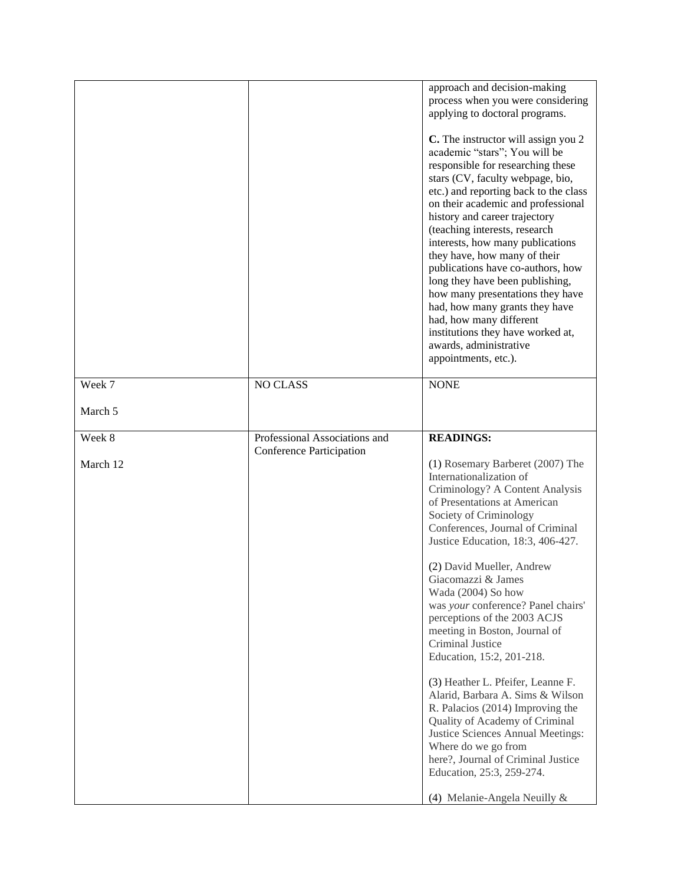| | | |
|---|---|---|
| | | approach and decision-making process when you were considering applying to doctoral programs.<br><br>**C.** The instructor will assign you 2 academic "stars"; You will be responsible for researching these stars (CV, faculty webpage, bio, etc.) and reporting back to the class on their academic and professional history and career trajectory (teaching interests, research interests, how many publications they have, how many of their publications have co-authors, how long they have been publishing, how many presentations they have had, how many grants they have had, how many different institutions they have worked at, awards, administrative appointments, etc.). |
| Week 7<br><br>March 5 | NO CLASS | NONE |
| Week 8<br><br>March 12 | Professional Associations and Conference Participation | **READINGS:**<br><br>(1) Rosemary Barberet (2007) The Internationalization of Criminology? A Content Analysis of Presentations at American Society of Criminology Conferences, Journal of Criminal Justice Education, 18:3, 406-427.<br><br>(2) David Mueller, Andrew Giacomazzi & James Wada (2004) So how was *your* conference? Panel chairs' perceptions of the 2003 ACJS meeting in Boston, Journal of Criminal Justice Education, 15:2, 201-218.<br><br>(3) Heather L. Pfeifer, Leanne F. Alarid, Barbara A. Sims & Wilson R. Palacios (2014) Improving the Quality of Academy of Criminal Justice Sciences Annual Meetings: Where do we go from here?, Journal of Criminal Justice Education, 25:3, 259-274.<br><br>(4) Melanie-Angela Neuilly & |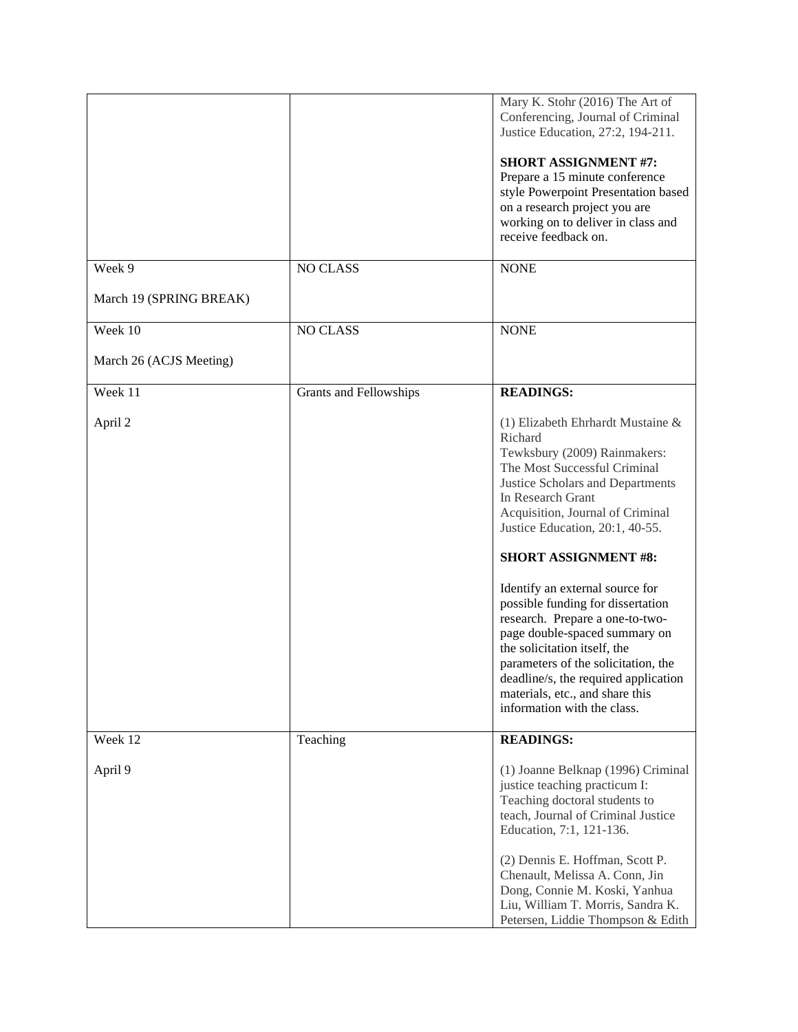| | | |
|---|---|---|
| | | Mary K. Stohr (2016) The Art of Conferencing, Journal of Criminal Justice Education, 27:2, 194-211.<br><br>**SHORT ASSIGNMENT #7:** Prepare a 15 minute conference style Powerpoint Presentation based on a research project you are working on to deliver in class and receive feedback on. |
| Week 9<br><br>March 19 (SPRING BREAK) | NO CLASS | NONE |
| Week 10<br><br>March 26 (ACJS Meeting) | NO CLASS | NONE |
| Week 11<br><br>April 2 | Grants and Fellowships | **READINGS:**<br><br>(1) Elizabeth Ehrhardt Mustaine & Richard Tewksbury (2009) Rainmakers: The Most Successful Criminal Justice Scholars and Departments In Research Grant Acquisition, Journal of Criminal Justice Education, 20:1, 40-55.<br><br>**SHORT ASSIGNMENT #8:**<br><br>Identify an external source for possible funding for dissertation research. Prepare a one-to-two-page double-spaced summary on the solicitation itself, the parameters of the solicitation, the deadline/s, the required application materials, etc., and share this information with the class. |
| Week 12<br><br>April 9 | Teaching | **READINGS:**<br><br>(1) Joanne Belknap (1996) Criminal justice teaching practicum I: Teaching doctoral students to teach, Journal of Criminal Justice Education, 7:1, 121-136.<br><br>(2) Dennis E. Hoffman, Scott P. Chenault, Melissa A. Conn, Jin Dong, Connie M. Koski, Yanhua Liu, William T. Morris, Sandra K. Petersen, Liddie Thompson & Edith |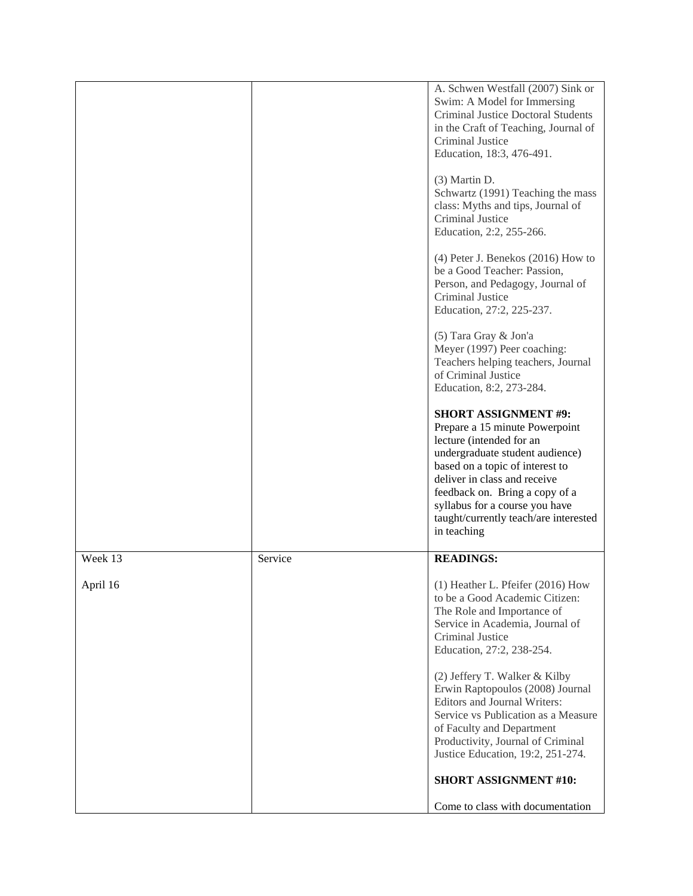| | | |
|---|---|---|
| | | A. Schwen Westfall (2007) Sink or Swim: A Model for Immersing Criminal Justice Doctoral Students in the Craft of Teaching, Journal of Criminal Justice Education, 18:3, 476-491.<br><br>(3) Martin D. Schwartz (1991) Teaching the mass class: Myths and tips, Journal of Criminal Justice Education, 2:2, 255-266.<br><br>(4) Peter J. Benekos (2016) How to be a Good Teacher: Passion, Person, and Pedagogy, Journal of Criminal Justice Education, 27:2, 225-237.<br><br>(5) Tara Gray & Jon'a Meyer (1997) Peer coaching: Teachers helping teachers, Journal of Criminal Justice Education, 8:2, 273-284.<br><br>**SHORT ASSIGNMENT #9:** Prepare a 15 minute Powerpoint lecture (intended for an undergraduate student audience) based on a topic of interest to deliver in class and receive feedback on. Bring a copy of a syllabus for a course you have taught/currently teach/are interested in teaching |
| Week 13<br><br>April 16 | Service | **READINGS:**<br><br>(1) Heather L. Pfeifer (2016) How to be a Good Academic Citizen: The Role and Importance of Service in Academia, Journal of Criminal Justice Education, 27:2, 238-254.<br><br>(2) Jeffery T. Walker & Kilby Erwin Raptopoulos (2008) Journal Editors and Journal Writers: Service vs Publication as a Measure of Faculty and Department Productivity, Journal of Criminal Justice Education, 19:2, 251-274.<br><br>**SHORT ASSIGNMENT #10:**<br><br>Come to class with documentation |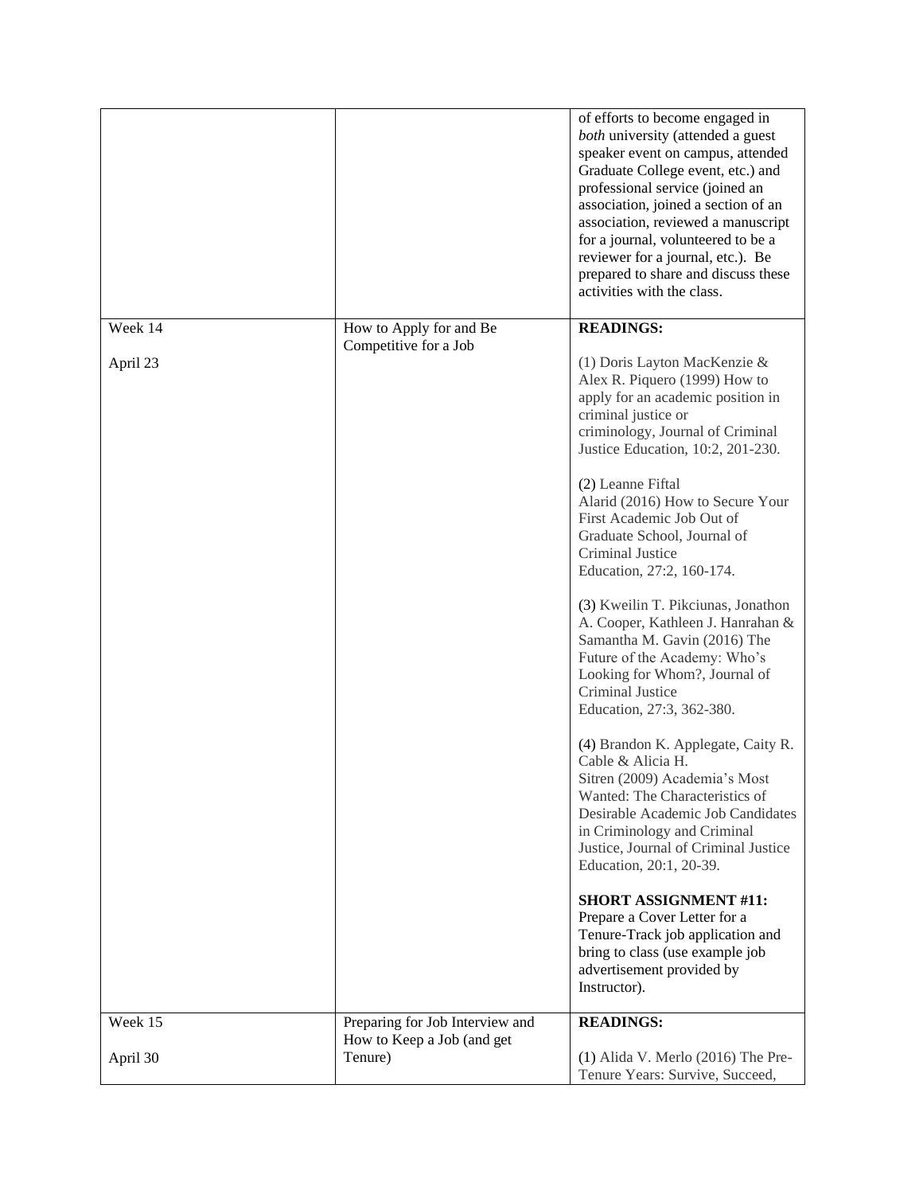| | | |
|---|---|---|
| | | of efforts to become engaged in *both* university (attended a guest speaker event on campus, attended Graduate College event, etc.) and professional service (joined an association, joined a section of an association, reviewed a manuscript for a journal, volunteered to be a reviewer for a journal, etc.). Be prepared to share and discuss these activities with the class. |
| Week 14<br><br>April 23 | How to Apply for and Be Competitive for a Job | **READINGS:**<br><br>(1) Doris Layton MacKenzie & Alex R. Piquero (1999) How to apply for an academic position in criminal justice or criminology, Journal of Criminal Justice Education, 10:2, 201-230.<br><br>(2) Leanne Fiftal Alarid (2016) How to Secure Your First Academic Job Out of Graduate School, Journal of Criminal Justice Education, 27:2, 160-174.<br><br>(3) Kweilin T. Pikciunas, Jonathon A. Cooper, Kathleen J. Hanrahan & Samantha M. Gavin (2016) The Future of the Academy: Who's Looking for Whom?, Journal of Criminal Justice Education, 27:3, 362-380.<br><br>(4) Brandon K. Applegate, Caity R. Cable & Alicia H. Sitren (2009) Academia's Most Wanted: The Characteristics of Desirable Academic Job Candidates in Criminology and Criminal Justice, Journal of Criminal Justice Education, 20:1, 20-39.<br><br>**SHORT ASSIGNMENT #11:** Prepare a Cover Letter for a Tenure-Track job application and bring to class (use example job advertisement provided by Instructor). |
| Week 15<br><br>April 30 | Preparing for Job Interview and How to Keep a Job (and get Tenure) | **READINGS:**<br><br>(1) Alida V. Merlo (2016) The Pre-Tenure Years: Survive, Succeed, |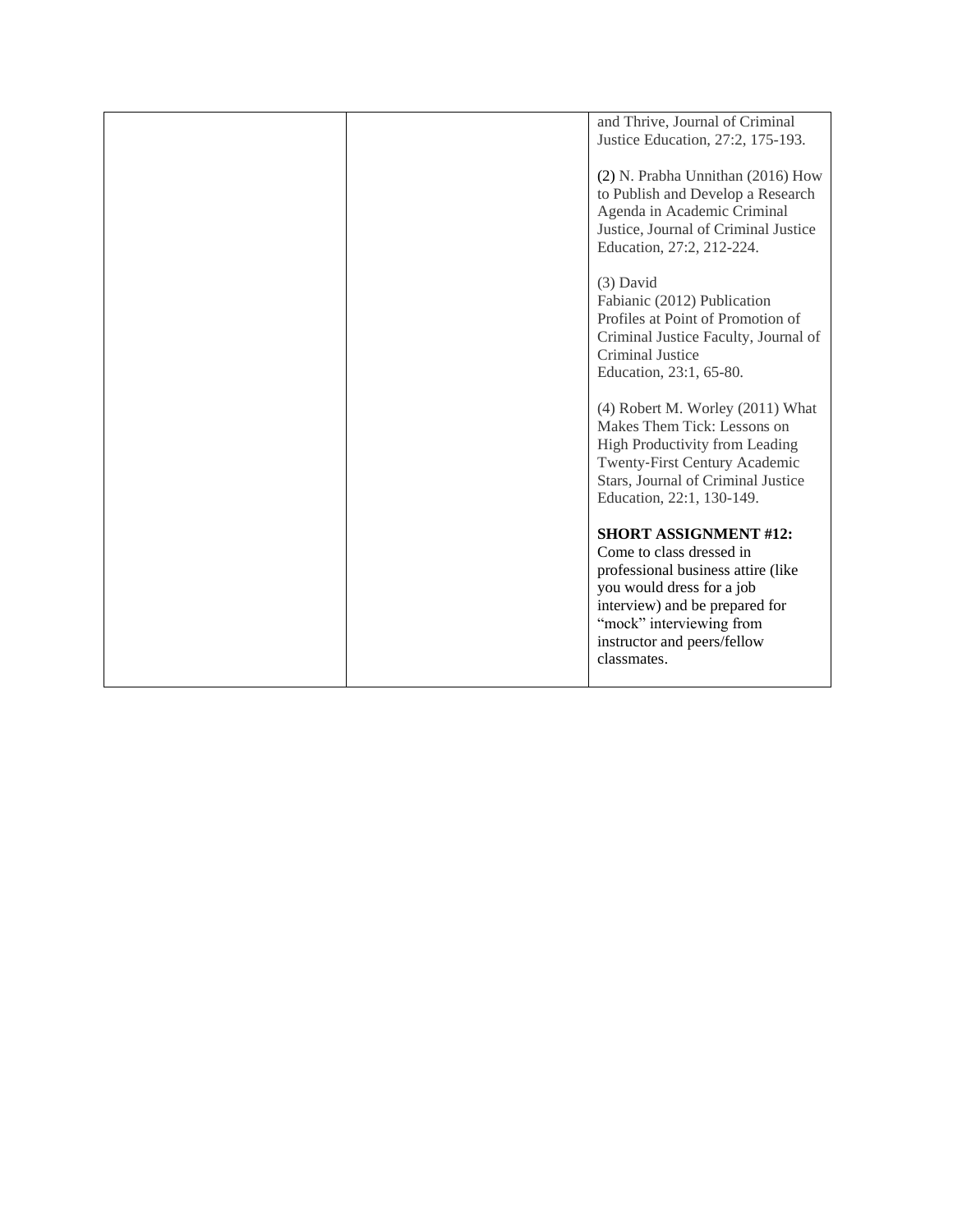| | | |
|---|---|---|
| | | and Thrive, Journal of Criminal Justice Education, 27:2, 175-193.<br><br>(2) N. Prabha Unnithan (2016) How to Publish and Develop a Research Agenda in Academic Criminal Justice, Journal of Criminal Justice Education, 27:2, 212-224.<br><br>(3) David Fabianic (2012) Publication Profiles at Point of Promotion of Criminal Justice Faculty, Journal of Criminal Justice Education, 23:1, 65-80.<br><br>(4) Robert M. Worley (2011) What Makes Them Tick: Lessons on High Productivity from Leading Twenty-First Century Academic Stars, Journal of Criminal Justice Education, 22:1, 130-149.<br><br>**SHORT ASSIGNMENT #12:** Come to class dressed in professional business attire (like you would dress for a job interview) and be prepared for "mock" interviewing from instructor and peers/fellow classmates. |